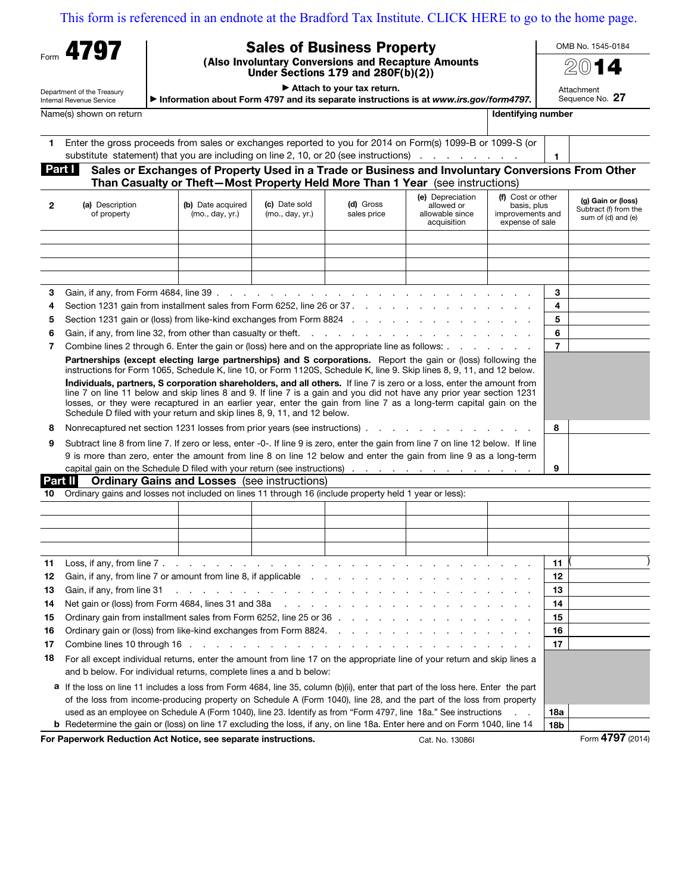This form is referenced in an endnote at the Bradford Tax Institute. CLICK HERE to go to the home page.

Form **4797**

Department of the Treasury
Internal Revenue Service

# Sales of Business Property

**(Also Involuntary Conversions and Recapture Amounts Under Sections 179 and 280F(b)(2))**

▶ **Attach to your tax return.**

▶ **Information about Form 4797 and its separate instructions is at *www.irs.gov/form4797.***

OMB No. 1545-0184

**2014**

Attachment Sequence No. **27**

Name(s) shown on return | **Identifying number**

**1** Enter the gross proceeds from sales or exchanges reported to you for 2014 on Form(s) 1099-B or 1099-S (or substitute statement) that you are including on line 2, 10, or 20 (see instructions) . . . . . . . . . **1**

## Part I Sales or Exchanges of Property Used in a Trade or Business and Involuntary Conversions From Other Than Casualty or Theft—Most Property Held More Than 1 Year (see instructions)

| 2 (a) Description of property | (b) Date acquired (mo., day, yr.) | (c) Date sold (mo., day, yr.) | (d) Gross sales price | (e) Depreciation allowed or allowable since acquisition | (f) Cost or other basis, plus improvements and expense of sale | (g) Gain or (loss) Subtract (f) from the sum of (d) and (e) |
|---|---|---|---|---|---|---|
| | | | | | | |
| | | | | | | |
| | | | | | | |
| | | | | | | |

**3** Gain, if any, from Form 4684, line 39 . . . . . . . . . . . . . . . . . . . . . . . . . **3**

**4** Section 1231 gain from installment sales from Form 6252, line 26 or 37 . . . . . . . . . . . . . . . . . . **4**

**5** Section 1231 gain or (loss) from like-kind exchanges from Form 8824 . . . . . . . . . . . . . . . . . . **5**

**6** Gain, if any, from line 32, from other than casualty or theft. . . . . . . . . . . . . . . . . . . . **6**

**7** Combine lines 2 through 6. Enter the gain or (loss) here and on the appropriate line as follows: . . . . . . . . **7**

**Partnerships (except electing large partnerships) and S corporations.** Report the gain or (loss) following the instructions for Form 1065, Schedule K, line 10, or Form 1120S, Schedule K, line 9. Skip lines 8, 9, 11, and 12 below.

**Individuals, partners, S corporation shareholders, and all others.** If line 7 is zero or a loss, enter the amount from line 7 on line 11 below and skip lines 8 and 9. If line 7 is a gain and you did not have any prior year section 1231 losses, or they were recaptured in an earlier year, enter the gain from line 7 as a long-term capital gain on the Schedule D filed with your return and skip lines 8, 9, 11, and 12 below.

**8** Nonrecaptured net section 1231 losses from prior years (see instructions) . . . . . . . . . . . . . . . . **8**

**9** Subtract line 8 from line 7. If zero or less, enter -0-. If line 9 is zero, enter the gain from line 7 on line 12 below. If line 9 is more than zero, enter the amount from line 8 on line 12 below and enter the gain from line 9 as a long-term capital gain on the Schedule D filed with your return (see instructions) . . . . . . . . . . . . . . **9**

## Part II Ordinary Gains and Losses (see instructions)

**10** Ordinary gains and losses not included on lines 11 through 16 (include property held 1 year or less):

| | | | | | | |
|---|---|---|---|---|---|---|
| | | | | | | |
| | | | | | | |
| | | | | | | |
| | | | | | | |

**11** Loss, if any, from line 7 . . . . . . . . . . . . . . . . . . . . . . . . . . . . **11** ( )

**12** Gain, if any, from line 7 or amount from line 8, if applicable . . . . . . . . . . . . . . . . . . **12**

**13** Gain, if any, from line 31 . . . . . . . . . . . . . . . . . . . . . . . . . . . . **13**

**14** Net gain or (loss) from Form 4684, lines 31 and 38a . . . . . . . . . . . . . . . . . . . . **14**

**15** Ordinary gain from installment sales from Form 6252, line 25 or 36 . . . . . . . . . . . . . . . . . **15**

**16** Ordinary gain or (loss) from like-kind exchanges from Form 8824. . . . . . . . . . . . . . . . . . **16**

**17** Combine lines 10 through 16 . . . . . . . . . . . . . . . . . . . . . . . . . . . **17**

**18** For all except individual returns, enter the amount from line 17 on the appropriate line of your return and skip lines a and b below. For individual returns, complete lines a and b below:

**a** If the loss on line 11 includes a loss from Form 4684, line 35, column (b)(ii), enter that part of the loss here. Enter the part of the loss from income-producing property on Schedule A (Form 1040), line 28, and the part of the loss from property used as an employee on Schedule A (Form 1040), line 23. Identify as from "Form 4797, line 18a." See instructions . . . **18a**

**b** Redetermine the gain or (loss) on line 17 excluding the loss, if any, on line 18a. Enter here and on Form 1040, line 14 **18b**

**For Paperwork Reduction Act Notice, see separate instructions.** Cat. No. 13086I Form **4797** (2014)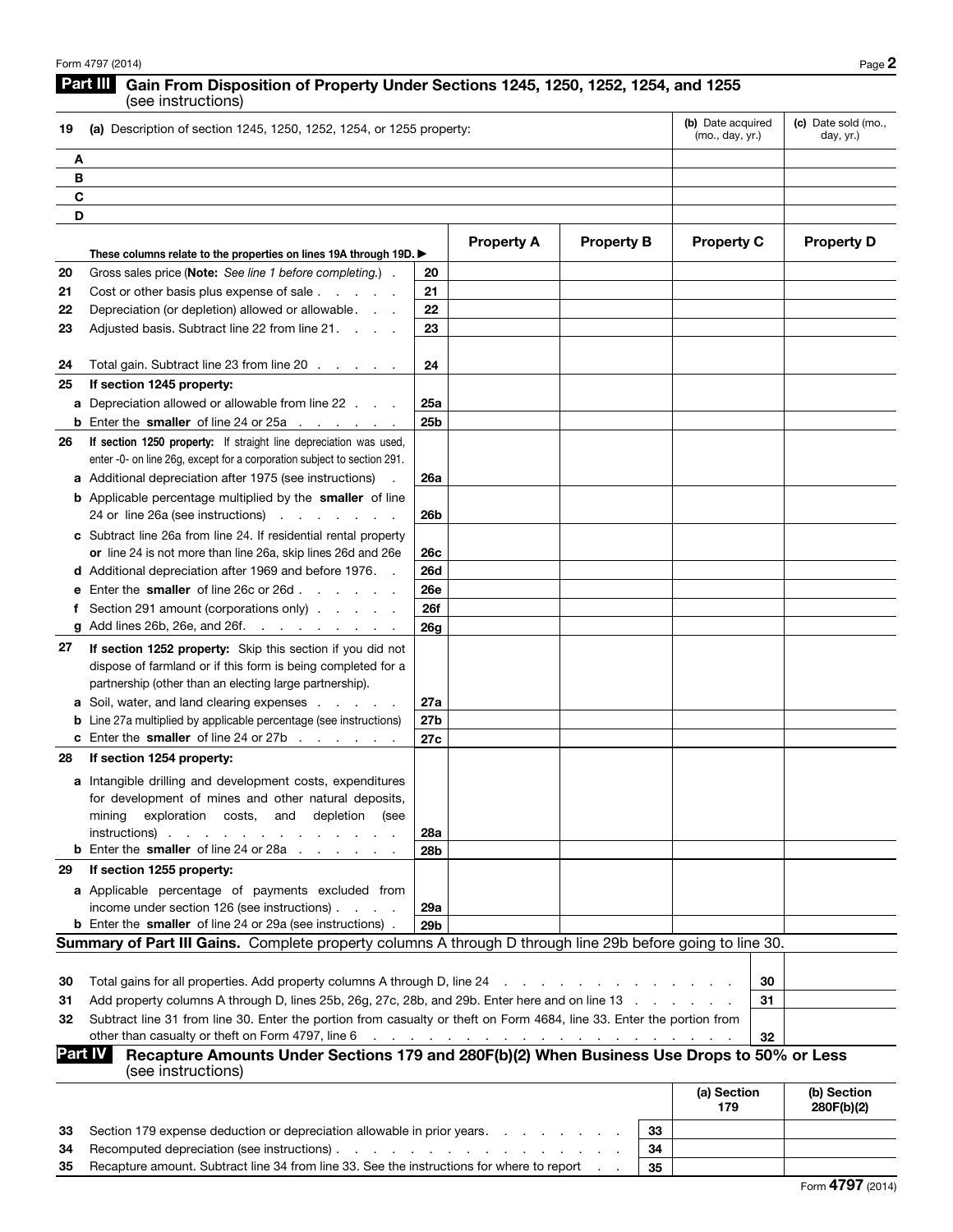## Part III Gain From Disposition of Property Under Sections 1245, 1250, 1252, 1254, and 1255 (see instructions)

| 19 | (a) Description of section 1245, 1250, 1252, 1254, or 1255 property: | (b) Date acquired (mo., day, yr.) | (c) Date sold (mo., day, yr.) |
|---|---|---|---|
| A | | | |
| B | | | |
| C | | | |
| D | | | |

| | These columns relate to the properties on lines 19A through 19D. ▶ | | Property A | Property B | Property C | Property D |
|---|---|---|---|---|---|---|
| 20 | Gross sales price (**Note:** *See line 1 before completing.*) | 20 | | | | |
| 21 | Cost or other basis plus expense of sale | 21 | | | | |
| 22 | Depreciation (or depletion) allowed or allowable | 22 | | | | |
| 23 | Adjusted basis. Subtract line 22 from line 21 | 23 | | | | |
| 24 | Total gain. Subtract line 23 from line 20 | 24 | | | | |
| 25 | **If section 1245 property:** | | | | | |
| a | Depreciation allowed or allowable from line 22 | 25a | | | | |
| b | Enter the **smaller** of line 24 or 25a | 25b | | | | |
| 26 | **If section 1250 property:** If straight line depreciation was used, enter -0- on line 26g, except for a corporation subject to section 291. | | | | | |
| a | Additional depreciation after 1975 (see instructions) | 26a | | | | |
| b | Applicable percentage multiplied by the **smaller** of line 24 or line 26a (see instructions) | 26b | | | | |
| c | Subtract line 26a from line 24. If residential rental property **or** line 24 is not more than line 26a, skip lines 26d and 26e | 26c | | | | |
| d | Additional depreciation after 1969 and before 1976 | 26d | | | | |
| e | Enter the **smaller** of line 26c or 26d | 26e | | | | |
| f | Section 291 amount (corporations only) | 26f | | | | |
| g | Add lines 26b, 26e, and 26f | 26g | | | | |
| 27 | **If section 1252 property:** Skip this section if you did not dispose of farmland or if this form is being completed for a partnership (other than an electing large partnership). | | | | | |
| a | Soil, water, and land clearing expenses | 27a | | | | |
| b | Line 27a multiplied by applicable percentage (see instructions) | 27b | | | | |
| c | Enter the **smaller** of line 24 or 27b | 27c | | | | |
| 28 | **If section 1254 property:** | | | | | |
| a | Intangible drilling and development costs, expenditures for development of mines and other natural deposits, mining exploration costs, and depletion (see instructions) | 28a | | | | |
| b | Enter the **smaller** of line 24 or 28a | 28b | | | | |
| 29 | **If section 1255 property:** | | | | | |
| a | Applicable percentage of payments excluded from income under section 126 (see instructions) | 29a | | | | |
| b | Enter the **smaller** of line 24 or 29a (see instructions) | 29b | | | | |

**Summary of Part III Gains.** Complete property columns A through D through line 29b before going to line 30.

| | | | |
|---|---|---|---|
| 30 | Total gains for all properties. Add property columns A through D, line 24 | 30 | |
| 31 | Add property columns A through D, lines 25b, 26g, 27c, 28b, and 29b. Enter here and on line 13 | 31 | |
| 32 | Subtract line 31 from line 30. Enter the portion from casualty or theft on Form 4684, line 33. Enter the portion from other than casualty or theft on Form 4797, line 6 | 32 | |

## Part IV Recapture Amounts Under Sections 179 and 280F(b)(2) When Business Use Drops to 50% or Less (see instructions)

| | | | (a) Section 179 | (b) Section 280F(b)(2) |
|---|---|---|---|---|
| 33 | Section 179 expense deduction or depreciation allowable in prior years | 33 | | |
| 34 | Recomputed depreciation (see instructions) | 34 | | |
| 35 | Recapture amount. Subtract line 34 from line 33. See the instructions for where to report | 35 | | |

Form **4797** (2014)